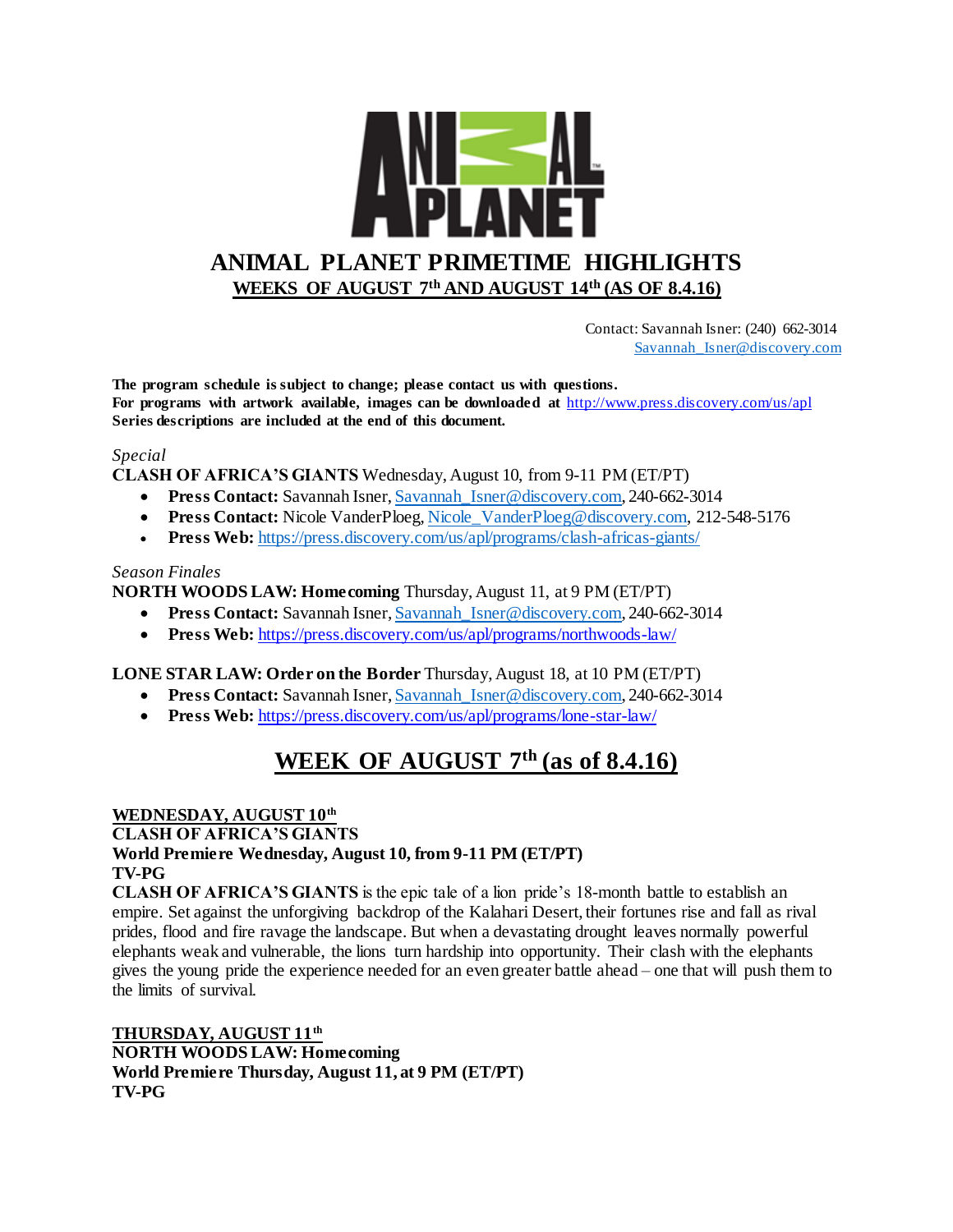# ANIMAL PLANET PRIMETIME HIGHLIGHTS

## WEEKS OF AUGUST 7th AND AUGUST 14th (AS OF 8.4.16)

Contact: Savannah Isner: (240) 662-3014
Savannah_Isner@discovery.com

**The program schedule is subject to change; please contact us with questions.**
**For programs with artwork available, images can be downloaded at** http://www.press.discovery.com/us/apl
**Series descriptions are included at the end of this document.**

*Special*
**CLASH OF AFRICA'S GIANTS** Wednesday, August 10, from 9-11 PM (ET/PT)

- **Press Contact:** Savannah Isner, Savannah_Isner@discovery.com, 240-662-3014
- **Press Contact:** Nicole VanderPloeg, Nicole_VanderPloeg@discovery.com, 212-548-5176
- **Press Web:** https://press.discovery.com/us/apl/programs/clash-africas-giants/

*Season Finales*
**NORTH WOODS LAW: Homecoming** Thursday, August 11, at 9 PM (ET/PT)

- **Press Contact:** Savannah Isner, Savannah_Isner@discovery.com, 240-662-3014
- **Press Web:** https://press.discovery.com/us/apl/programs/northwoods-law/

**LONE STAR LAW: Order on the Border** Thursday, August 18, at 10 PM (ET/PT)

- **Press Contact:** Savannah Isner, Savannah_Isner@discovery.com, 240-662-3014
- **Press Web:** https://press.discovery.com/us/apl/programs/lone-star-law/

## WEEK OF AUGUST 7th (as of 8.4.16)

**WEDNESDAY, AUGUST 10th**
**CLASH OF AFRICA'S GIANTS**
**World Premiere Wednesday, August 10, from 9-11 PM (ET/PT)**
**TV-PG**
**CLASH OF AFRICA'S GIANTS** is the epic tale of a lion pride's 18-month battle to establish an empire. Set against the unforgiving backdrop of the Kalahari Desert, their fortunes rise and fall as rival prides, flood and fire ravage the landscape. But when a devastating drought leaves normally powerful elephants weak and vulnerable, the lions turn hardship into opportunity. Their clash with the elephants gives the young pride the experience needed for an even greater battle ahead – one that will push them to the limits of survival.

**THURSDAY, AUGUST 11th**
**NORTH WOODS LAW: Homecoming**
**World Premiere Thursday, August 11, at 9 PM (ET/PT)**
**TV-PG**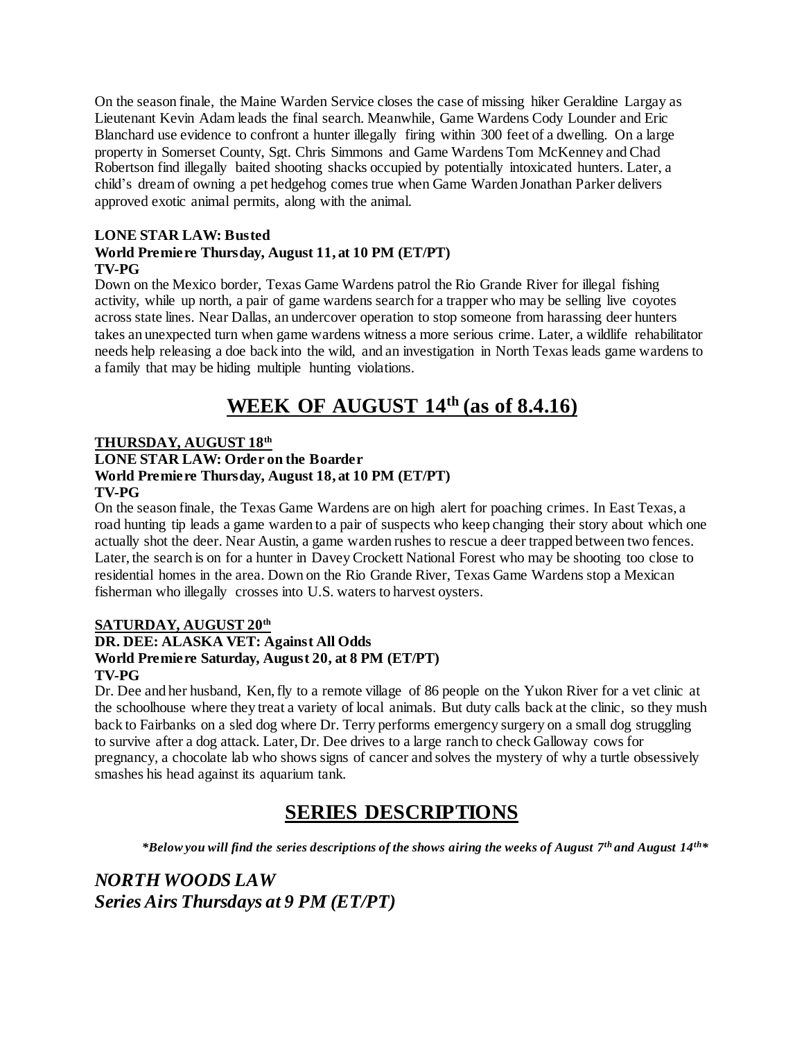On the season finale, the Maine Warden Service closes the case of missing hiker Geraldine Largay as Lieutenant Kevin Adam leads the final search. Meanwhile, Game Wardens Cody Lounder and Eric Blanchard use evidence to confront a hunter illegally firing within 300 feet of a dwelling. On a large property in Somerset County, Sgt. Chris Simmons and Game Wardens Tom McKenney and Chad Robertson find illegally baited shooting shacks occupied by potentially intoxicated hunters. Later, a child's dream of owning a pet hedgehog comes true when Game Warden Jonathan Parker delivers approved exotic animal permits, along with the animal.

**LONE STAR LAW: Busted**
**World Premiere Thursday, August 11, at 10 PM (ET/PT)**
**TV-PG**

Down on the Mexico border, Texas Game Wardens patrol the Rio Grande River for illegal fishing activity, while up north, a pair of game wardens search for a trapper who may be selling live coyotes across state lines. Near Dallas, an undercover operation to stop someone from harassing deer hunters takes an unexpected turn when game wardens witness a more serious crime. Later, a wildlife rehabilitator needs help releasing a doe back into the wild, and an investigation in North Texas leads game wardens to a family that may be hiding multiple hunting violations.

## WEEK OF AUGUST 14th (as of 8.4.16)

**THURSDAY, AUGUST 18th**
**LONE STAR LAW: Order on the Boarder**
**World Premiere Thursday, August 18, at 10 PM (ET/PT)**
**TV-PG**

On the season finale, the Texas Game Wardens are on high alert for poaching crimes. In East Texas, a road hunting tip leads a game warden to a pair of suspects who keep changing their story about which one actually shot the deer. Near Austin, a game warden rushes to rescue a deer trapped between two fences. Later, the search is on for a hunter in Davey Crockett National Forest who may be shooting too close to residential homes in the area. Down on the Rio Grande River, Texas Game Wardens stop a Mexican fisherman who illegally crosses into U.S. waters to harvest oysters.

**SATURDAY, AUGUST 20th**
**DR. DEE: ALASKA VET: Against All Odds**
**World Premiere Saturday, August 20, at 8 PM (ET/PT)**
**TV-PG**

Dr. Dee and her husband, Ken, fly to a remote village of 86 people on the Yukon River for a vet clinic at the schoolhouse where they treat a variety of local animals. But duty calls back at the clinic, so they mush back to Fairbanks on a sled dog where Dr. Terry performs emergency surgery on a small dog struggling to survive after a dog attack. Later, Dr. Dee drives to a large ranch to check Galloway cows for pregnancy, a chocolate lab who shows signs of cancer and solves the mystery of why a turtle obsessively smashes his head against its aquarium tank.

## SERIES DESCRIPTIONS

***Below you will find the series descriptions of the shows airing the weeks of August 7th and August 14th***

### *NORTH WOODS LAW*
### *Series Airs Thursdays at 9 PM (ET/PT)*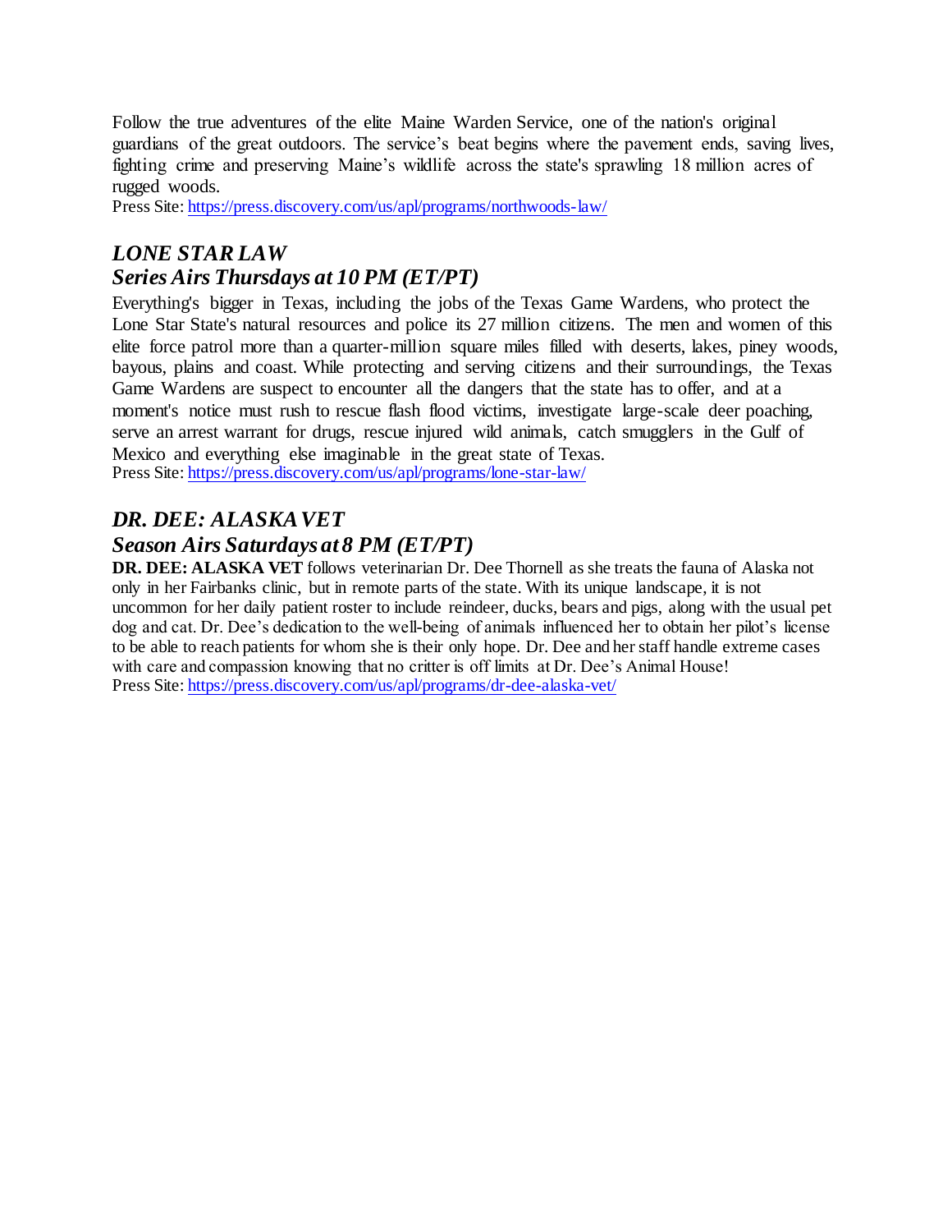Follow the true adventures of the elite Maine Warden Service, one of the nation's original guardians of the great outdoors. The service's beat begins where the pavement ends, saving lives, fighting crime and preserving Maine's wildlife across the state's sprawling 18 million acres of rugged woods.
Press Site: https://press.discovery.com/us/apl/programs/northwoods-law/

## *LONE STAR LAW*
## *Series Airs Thursdays at 10 PM (ET/PT)*

Everything's bigger in Texas, including the jobs of the Texas Game Wardens, who protect the Lone Star State's natural resources and police its 27 million citizens. The men and women of this elite force patrol more than a quarter-million square miles filled with deserts, lakes, piney woods, bayous, plains and coast. While protecting and serving citizens and their surroundings, the Texas Game Wardens are suspect to encounter all the dangers that the state has to offer, and at a moment's notice must rush to rescue flash flood victims, investigate large-scale deer poaching, serve an arrest warrant for drugs, rescue injured wild animals, catch smugglers in the Gulf of Mexico and everything else imaginable in the great state of Texas.
Press Site: https://press.discovery.com/us/apl/programs/lone-star-law/

## *DR. DEE: ALASKA VET*
## *Season Airs Saturdays at 8 PM (ET/PT)*

**DR. DEE: ALASKA VET** follows veterinarian Dr. Dee Thornell as she treats the fauna of Alaska not only in her Fairbanks clinic, but in remote parts of the state. With its unique landscape, it is not uncommon for her daily patient roster to include reindeer, ducks, bears and pigs, along with the usual pet dog and cat. Dr. Dee's dedication to the well-being of animals influenced her to obtain her pilot's license to be able to reach patients for whom she is their only hope. Dr. Dee and her staff handle extreme cases with care and compassion knowing that no critter is off limits at Dr. Dee's Animal House!
Press Site: https://press.discovery.com/us/apl/programs/dr-dee-alaska-vet/